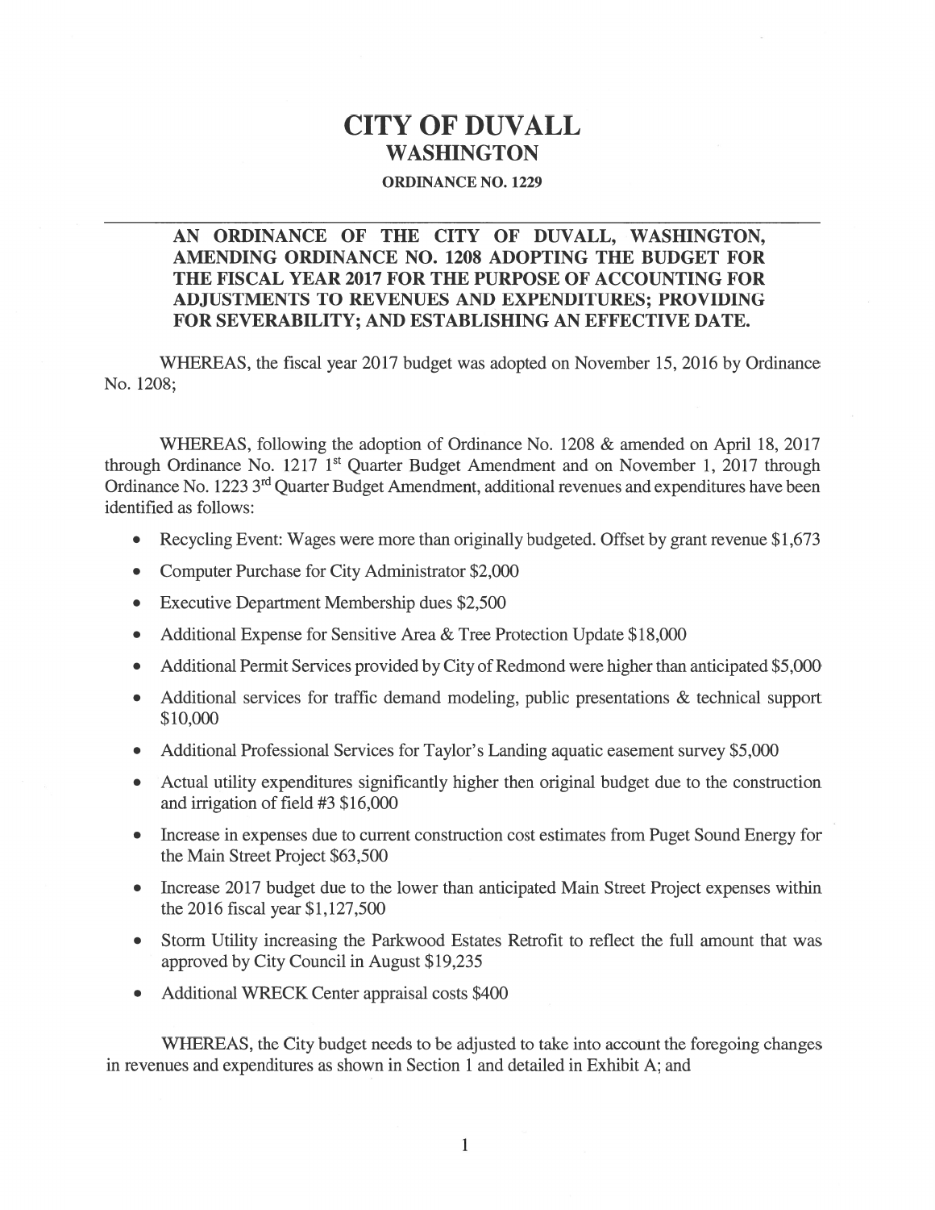# CITY OF DUVALL

## WASHINGTON

### ORDINANCE NO. 1229

---

**AN ORDINANCE OF THE CITY OF DUVALL, WASHINGTON, AMENDING ORDINANCE NO. 1208 ADOPTING THE BUDGET FOR THE FISCAL YEAR 2017 FOR THE PURPOSE OF ACCOUNTING FOR ADJUSTMENTS TO REVENUES AND EXPENDITURES; PROVIDING FOR SEVERABILITY; AND ESTABLISHING AN EFFECTIVE DATE.**

WHEREAS, the fiscal year 2017 budget was adopted on November 15, 2016 by Ordinance No. 1208;

WHEREAS, following the adoption of Ordinance No. 1208 & amended on April 18, 2017 through Ordinance No. 1217 1st Quarter Budget Amendment and on November 1, 2017 through Ordinance No. 1223 3rd Quarter Budget Amendment, additional revenues and expenditures have been identified as follows:

- Recycling Event: Wages were more than originally budgeted. Offset by grant revenue $1,673
- Computer Purchase for City Administrator $2,000
- Executive Department Membership dues $2,500
- Additional Expense for Sensitive Area & Tree Protection Update $18,000
- Additional Permit Services provided by City of Redmond were higher than anticipated $5,000
- Additional services for traffic demand modeling, public presentations & technical support $10,000
- Additional Professional Services for Taylor's Landing aquatic easement survey $5,000
- Actual utility expenditures significantly higher then original budget due to the construction and irrigation of field #3 $16,000
- Increase in expenses due to current construction cost estimates from Puget Sound Energy for the Main Street Project $63,500
- Increase 2017 budget due to the lower than anticipated Main Street Project expenses within the 2016 fiscal year $1,127,500
- Storm Utility increasing the Parkwood Estates Retrofit to reflect the full amount that was approved by City Council in August $19,235
- Additional WRECK Center appraisal costs $400

WHEREAS, the City budget needs to be adjusted to take into account the foregoing changes in revenues and expenditures as shown in Section 1 and detailed in Exhibit A; and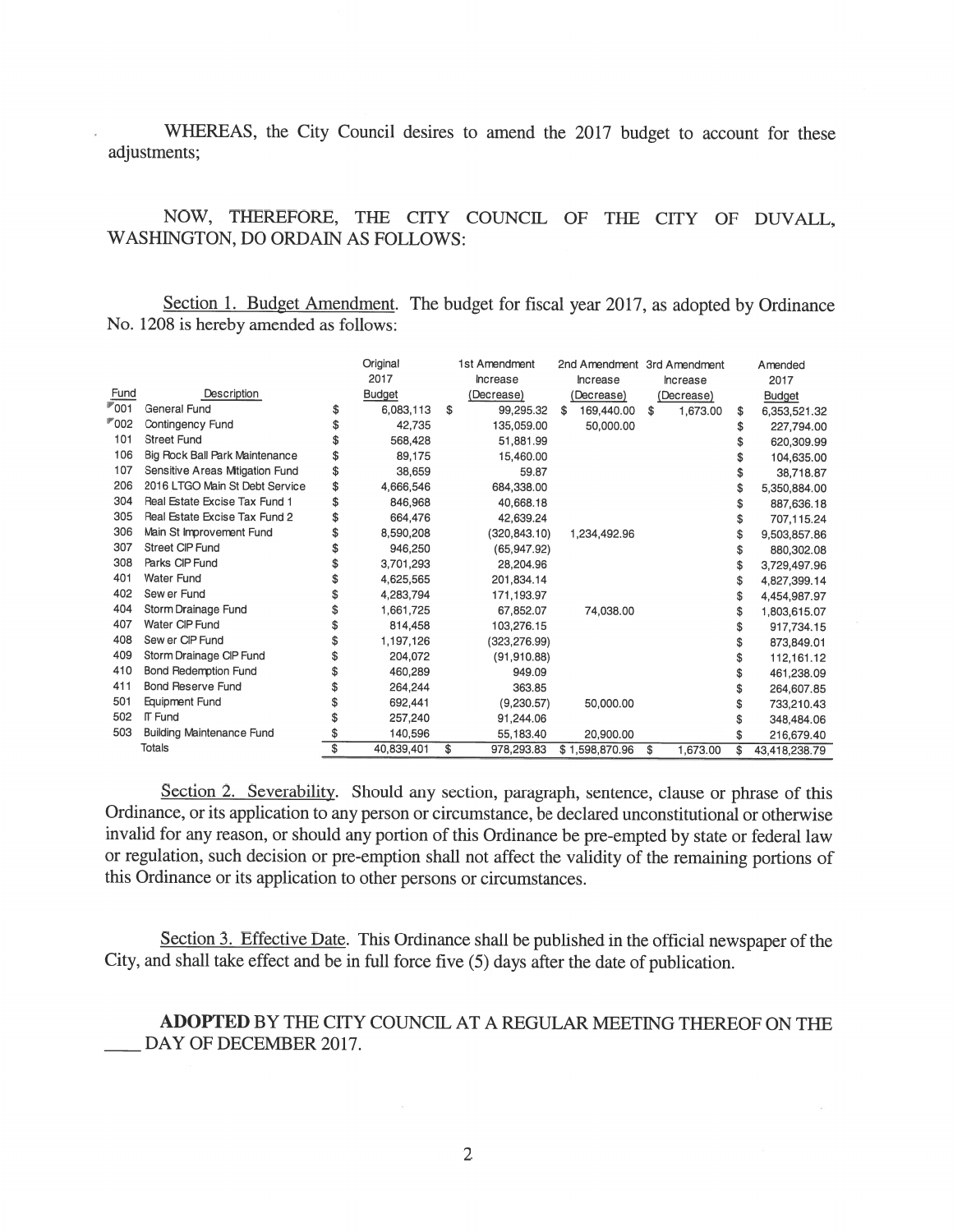WHEREAS, the City Council desires to amend the 2017 budget to account for these adjustments;

NOW, THEREFORE, THE CITY COUNCIL OF THE CITY OF DUVALL, WASHINGTON, DO ORDAIN AS FOLLOWS:

Section 1. Budget Amendment. The budget for fiscal year 2017, as adopted by Ordinance No. 1208 is hereby amended as follows:

| Fund | Description | Original 2017 Budget | 1st Amendment Increase (Decrease) | 2nd Amendment Increase (Decrease) | 3rd Amendment Increase (Decrease) | Amended 2017 Budget |
|---|---|---|---|---|---|---|
| 001 | General Fund | $ 6,083,113 | $ 99,295.32 | $ 169,440.00 | $ 1,673.00 | $ 6,353,521.32 |
| 002 | Contingency Fund | $ 42,735 | 135,059.00 | 50,000.00 | | $ 227,794.00 |
| 101 | Street Fund | $ 568,428 | 51,881.99 | | | $ 620,309.99 |
| 106 | Big Rock Ball Park Maintenance | $ 89,175 | 15,460.00 | | | $ 104,635.00 |
| 107 | Sensitive Areas Mitigation Fund | $ 38,659 | 59.87 | | | $ 38,718.87 |
| 206 | 2016 LTGO Main St Debt Service | $ 4,666,546 | 684,338.00 | | | $ 5,350,884.00 |
| 304 | Real Estate Excise Tax Fund 1 | $ 846,968 | 40,668.18 | | | $ 887,636.18 |
| 305 | Real Estate Excise Tax Fund 2 | $ 664,476 | 42,639.24 | | | $ 707,115.24 |
| 306 | Main St Improvement Fund | $ 8,590,208 | (320,843.10) | 1,234,492.96 | | $ 9,503,857.86 |
| 307 | Street CIP Fund | $ 946,250 | (65,947.92) | | | $ 880,302.08 |
| 308 | Parks CIP Fund | $ 3,701,293 | 28,204.96 | | | $ 3,729,497.96 |
| 401 | Water Fund | $ 4,625,565 | 201,834.14 | | | $ 4,827,399.14 |
| 402 | Sewer Fund | $ 4,283,794 | 171,193.97 | | | $ 4,454,987.97 |
| 404 | Storm Drainage Fund | $ 1,661,725 | 67,852.07 | 74,038.00 | | $ 1,803,615.07 |
| 407 | Water CIP Fund | $ 814,458 | 103,276.15 | | | $ 917,734.15 |
| 408 | Sewer CIP Fund | $ 1,197,126 | (323,276.99) | | | $ 873,849.01 |
| 409 | Storm Drainage CIP Fund | $ 204,072 | (91,910.88) | | | $ 112,161.12 |
| 410 | Bond Redemption Fund | $ 460,289 | 949.09 | | | $ 461,238.09 |
| 411 | Bond Reserve Fund | $ 264,244 | 363.85 | | | $ 264,607.85 |
| 501 | Equipment Fund | $ 692,441 | (9,230.57) | 50,000.00 | | $ 733,210.43 |
| 502 | IT Fund | $ 257,240 | 91,244.06 | | | $ 348,484.06 |
| 503 | Building Maintenance Fund | $ 140,596 | 55,183.40 | 20,900.00 | | $ 216,679.40 |
| | Totals | $ 40,839,401 | $ 978,293.83 | $ 1,598,870.96 | $ 1,673.00 | $ 43,418,238.79 |

Section 2. Severability. Should any section, paragraph, sentence, clause or phrase of this Ordinance, or its application to any person or circumstance, be declared unconstitutional or otherwise invalid for any reason, or should any portion of this Ordinance be pre-empted by state or federal law or regulation, such decision or pre-emption shall not affect the validity of the remaining portions of this Ordinance or its application to other persons or circumstances.

Section 3. Effective Date. This Ordinance shall be published in the official newspaper of the City, and shall take effect and be in full force five (5) days after the date of publication.

**ADOPTED** BY THE CITY COUNCIL AT A REGULAR MEETING THEREOF ON THE ____ DAY OF DECEMBER 2017.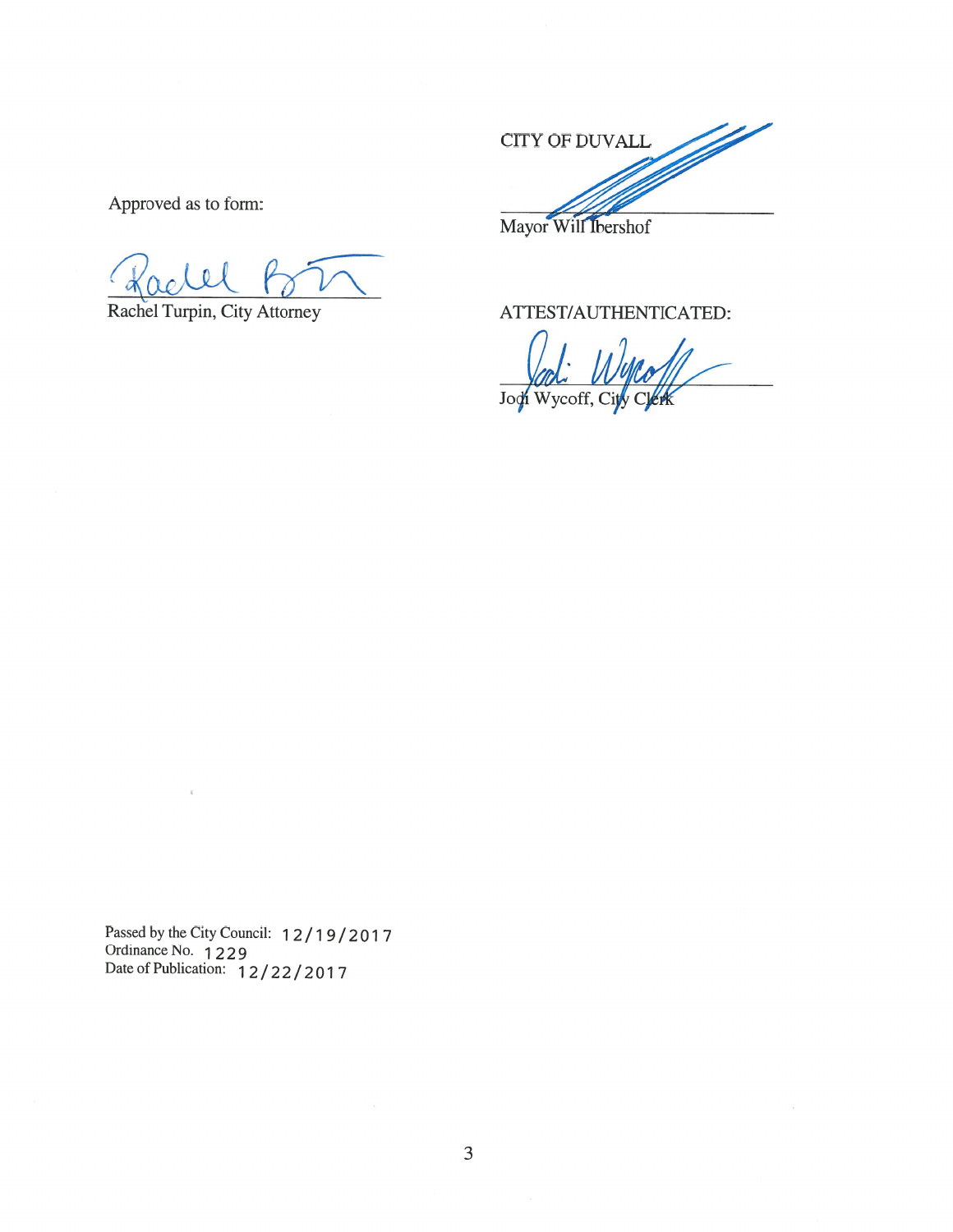CITY OF DUVALL

Mayor Will Ibershof

Approved as to form:

Rachel Turpin, City Attorney

ATTEST/AUTHENTICATED:

Jodi Wycoff, City Clerk

Passed by the City Council: 12/19/2017
Ordinance No. 1229
Date of Publication: 12/22/2017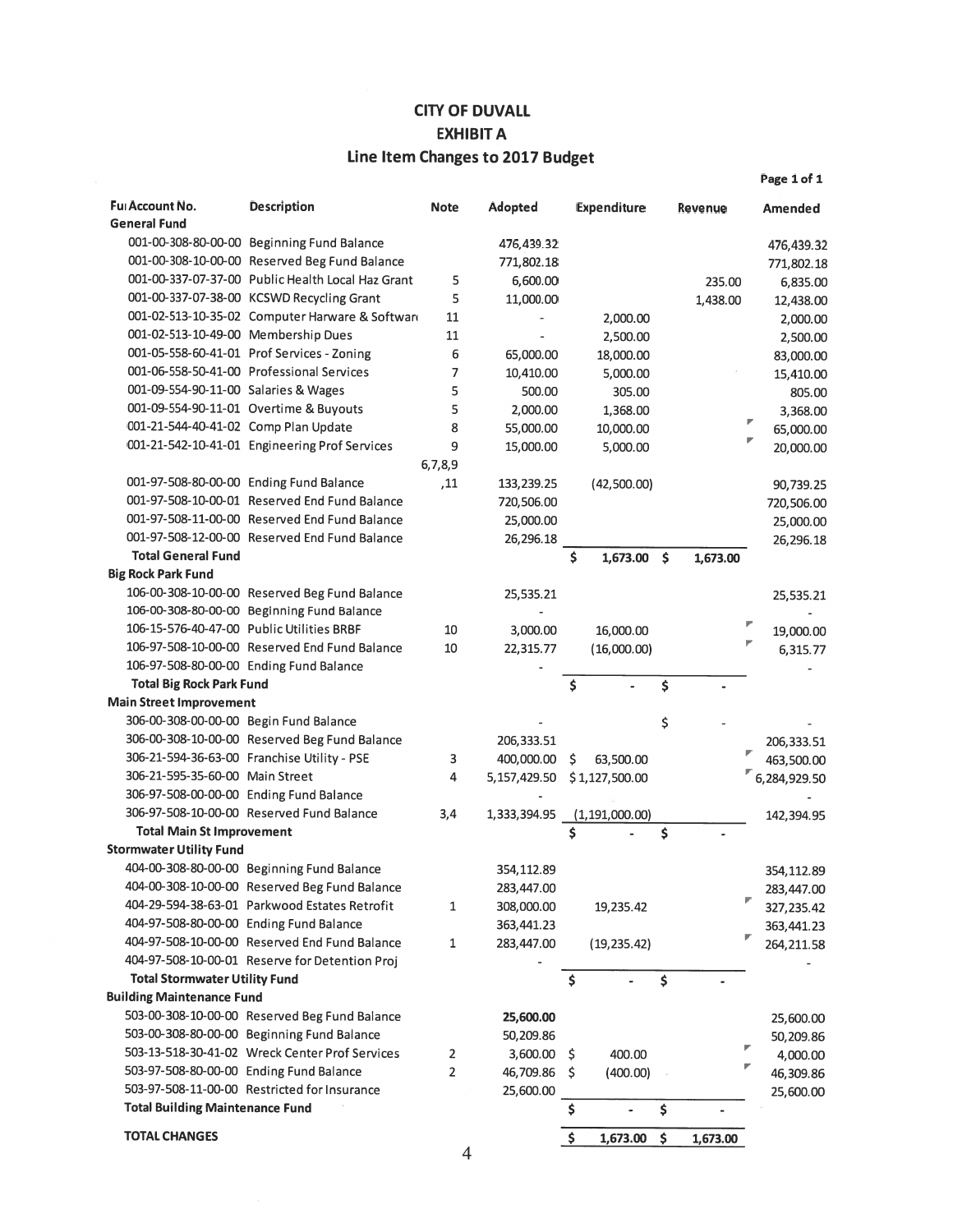# CITY OF DUVALL
## EXHIBIT A
### Line Item Changes to 2017 Budget

| Fu Account No. | Description | Note | Adopted | Expenditure | Revenue | Amended |
|---|---|---|---|---|---|---|
| **General Fund** | | | | | | |
| 001-00-308-80-00-00 | Beginning Fund Balance | | 476,439.32 | | | 476,439.32 |
| 001-00-308-10-00-00 | Reserved Beg Fund Balance | | 771,802.18 | | | 771,802.18 |
| 001-00-337-07-37-00 | Public Health Local Haz Grant | 5 | 6,600.00 | | 235.00 | 6,835.00 |
| 001-00-337-07-38-00 | KCSWD Recycling Grant | 5 | 11,000.00 | | 1,438.00 | 12,438.00 |
| 001-02-513-10-35-02 | Computer Harware & Softwar | 11 | - | 2,000.00 | | 2,000.00 |
| 001-02-513-10-49-00 | Membership Dues | 11 | - | 2,500.00 | | 2,500.00 |
| 001-05-558-60-41-01 | Prof Services - Zoning | 6 | 65,000.00 | 18,000.00 | | 83,000.00 |
| 001-06-558-50-41-00 | Professional Services | 7 | 10,410.00 | 5,000.00 | | 15,410.00 |
| 001-09-554-90-11-00 | Salaries & Wages | 5 | 500.00 | 305.00 | | 805.00 |
| 001-09-554-90-11-01 | Overtime & Buyouts | 5 | 2,000.00 | 1,368.00 | | 3,368.00 |
| 001-21-544-40-41-02 | Comp Plan Update | 8 | 55,000.00 | 10,000.00 | | 65,000.00 |
| 001-21-542-10-41-01 | Engineering Prof Services | 9 | 15,000.00 | 5,000.00 | | 20,000.00 |
| 001-97-508-80-00-00 | Ending Fund Balance | 6,7,8,9,11 | 133,239.25 | (42,500.00) | | 90,739.25 |
| 001-97-508-10-00-01 | Reserved End Fund Balance | | 720,506.00 | | | 720,506.00 |
| 001-97-508-11-00-00 | Reserved End Fund Balance | | 25,000.00 | | | 25,000.00 |
| 001-97-508-12-00-00 | Reserved End Fund Balance | | 26,296.18 | | | 26,296.18 |
| **Total General Fund** | | | | $ 1,673.00 | $ 1,673.00 | |
| **Big Rock Park Fund** | | | | | | |
| 106-00-308-10-00-00 | Reserved Beg Fund Balance | | 25,535.21 | | | 25,535.21 |
| 106-00-308-80-00-00 | Beginning Fund Balance | | - | | | - |
| 106-15-576-40-47-00 | Public Utilities BRBF | 10 | 3,000.00 | 16,000.00 | | 19,000.00 |
| 106-97-508-10-00-00 | Reserved End Fund Balance | 10 | 22,315.77 | (16,000.00) | | 6,315.77 |
| 106-97-508-80-00-00 | Ending Fund Balance | | - | | | - |
| **Total Big Rock Park Fund** | | | | $ - | $ - | |
| **Main Street Improvement** | | | | | | |
| 306-00-308-00-00-00 | Begin Fund Balance | | - | | $ - | - |
| 306-00-308-10-00-00 | Reserved Beg Fund Balance | | 206,333.51 | | | 206,333.51 |
| 306-21-594-36-63-00 | Franchise Utility - PSE | 3 | 400,000.00 | $ 63,500.00 | | 463,500.00 |
| 306-21-595-35-60-00 | Main Street | 4 | 5,157,429.50 | $ 1,127,500.00 | | 6,284,929.50 |
| 306-97-508-00-00-00 | Ending Fund Balance | | - | | | - |
| 306-97-508-10-00-00 | Reserved Fund Balance | 3,4 | 1,333,394.95 | (1,191,000.00) | | 142,394.95 |
| **Total Main St Improvement** | | | | $ - | $ - | |
| **Stormwater Utility Fund** | | | | | | |
| 404-00-308-80-00-00 | Beginning Fund Balance | | 354,112.89 | | | 354,112.89 |
| 404-00-308-10-00-00 | Reserved Beg Fund Balance | | 283,447.00 | | | 283,447.00 |
| 404-29-594-38-63-01 | Parkwood Estates Retrofit | 1 | 308,000.00 | 19,235.42 | | 327,235.42 |
| 404-97-508-80-00-00 | Ending Fund Balance | | 363,441.23 | | | 363,441.23 |
| 404-97-508-10-00-00 | Reserved End Fund Balance | 1 | 283,447.00 | (19,235.42) | | 264,211.58 |
| 404-97-508-10-00-01 | Reserve for Detention Proj | | - | | | - |
| **Total Stormwater Utility Fund** | | | | $ - | $ - | |
| **Building Maintenance Fund** | | | | | | |
| 503-00-308-10-00-00 | Reserved Beg Fund Balance | | **25,600.00** | | | 25,600.00 |
| 503-00-308-80-00-00 | Beginning Fund Balance | | 50,209.86 | | | 50,209.86 |
| 503-13-518-30-41-02 | Wreck Center Prof Services | 2 | 3,600.00 | $ 400.00 | | 4,000.00 |
| 503-97-508-80-00-00 | Ending Fund Balance | 2 | 46,709.86 | $ (400.00) | | 46,309.86 |
| 503-97-508-11-00-00 | Restricted for Insurance | | 25,600.00 | | | 25,600.00 |
| **Total Building Maintenance Fund** | | | | $ - | $ - | |
| **TOTAL CHANGES** | | | | $ 1,673.00 | $ 1,673.00 | |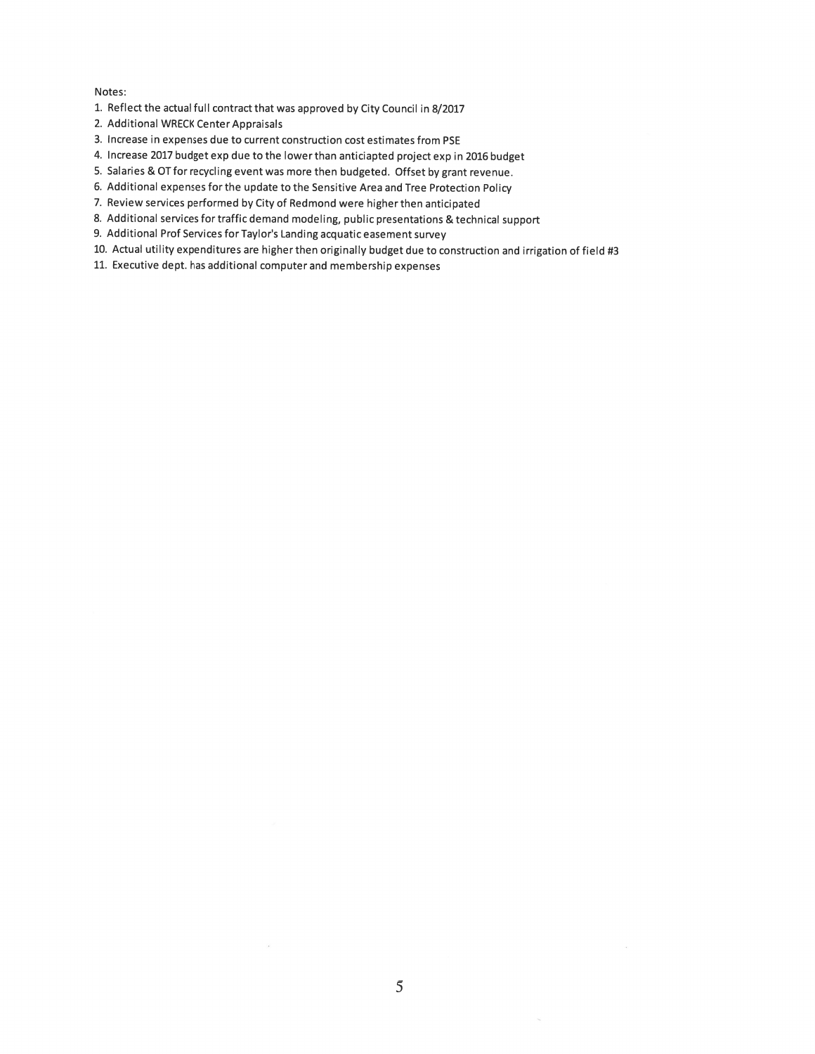Notes:

1. Reflect the actual full contract that was approved by City Council in 8/2017
2. Additional WRECK Center Appraisals
3. Increase in expenses due to current construction cost estimates from PSE
4. Increase 2017 budget exp due to the lower than anticiapted project exp in 2016 budget
5. Salaries & OT for recycling event was more then budgeted. Offset by grant revenue.
6. Additional expenses for the update to the Sensitive Area and Tree Protection Policy
7. Review services performed by City of Redmond were higher then anticipated
8. Additional services for traffic demand modeling, public presentations & technical support
9. Additional Prof Services for Taylor's Landing acquatic easement survey
10. Actual utility expenditures are higher then originally budget due to construction and irrigation of field #3
11. Executive dept. has additional computer and membership expenses